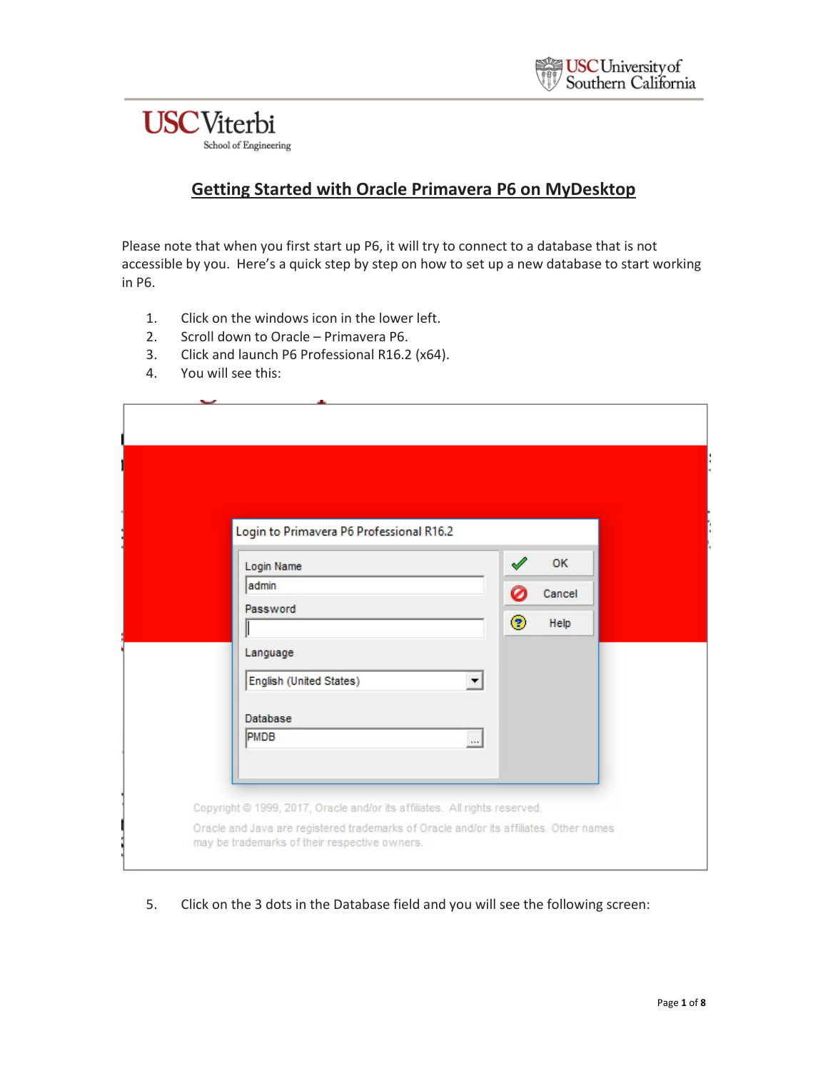# Getting Started with Oracle Primavera P6 on MyDesktop

Please note that when you first start up P6, it will try to connect to a database that is not accessible by you. Here's a quick step by step on how to set up a new database to start working in P6.

1. Click on the windows icon in the lower left.
2. Scroll down to Oracle – Primavera P6.
3. Click and launch P6 Professional R16.2 (x64).
4. You will see this:

5. Click on the 3 dots in the Database field and you will see the following screen: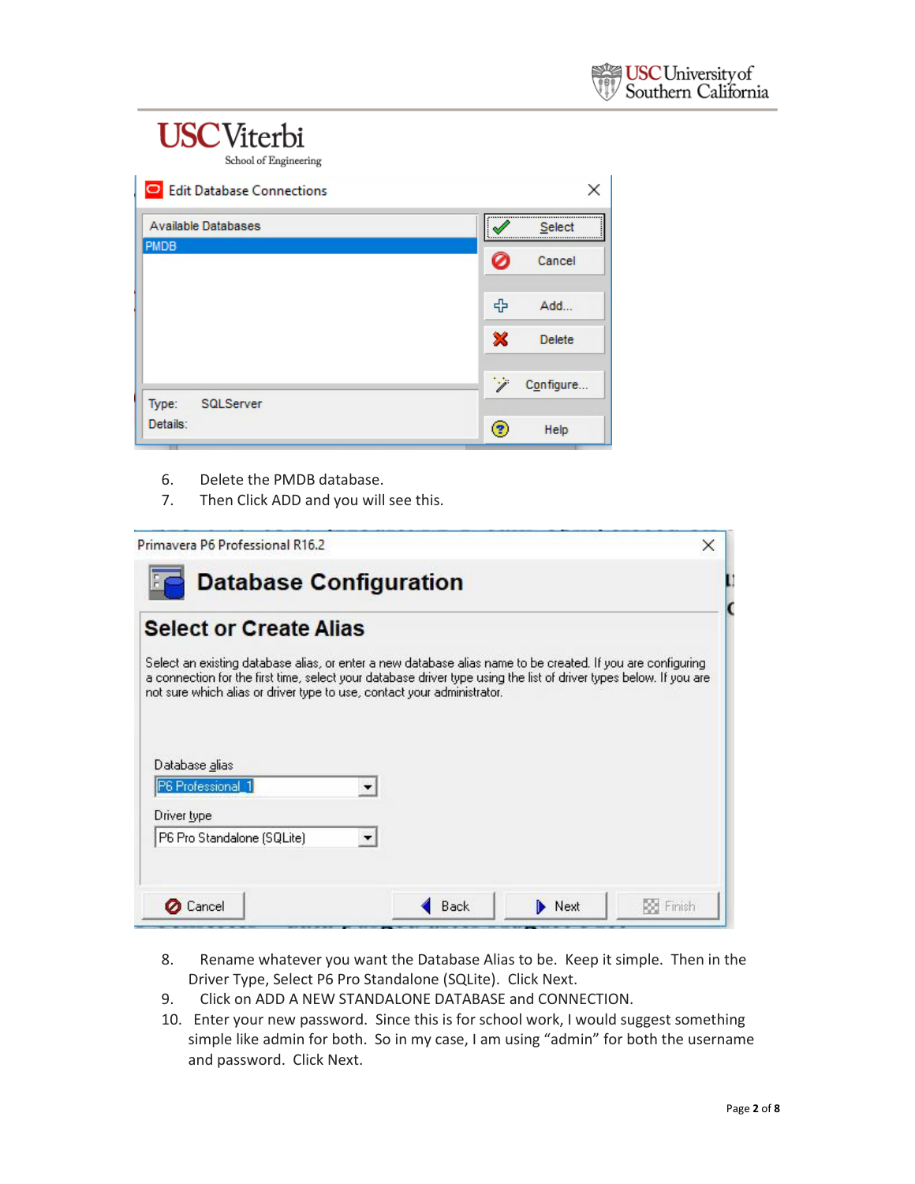6. Delete the PMDB database.
7. Then Click ADD and you will see this.

8. Rename whatever you want the Database Alias to be. Keep it simple. Then in the Driver Type, Select P6 Pro Standalone (SQLite). Click Next.
9. Click on ADD A NEW STANDALONE DATABASE and CONNECTION.
10. Enter your new password. Since this is for school work, I would suggest something simple like admin for both. So in my case, I am using "admin" for both the username and password. Click Next.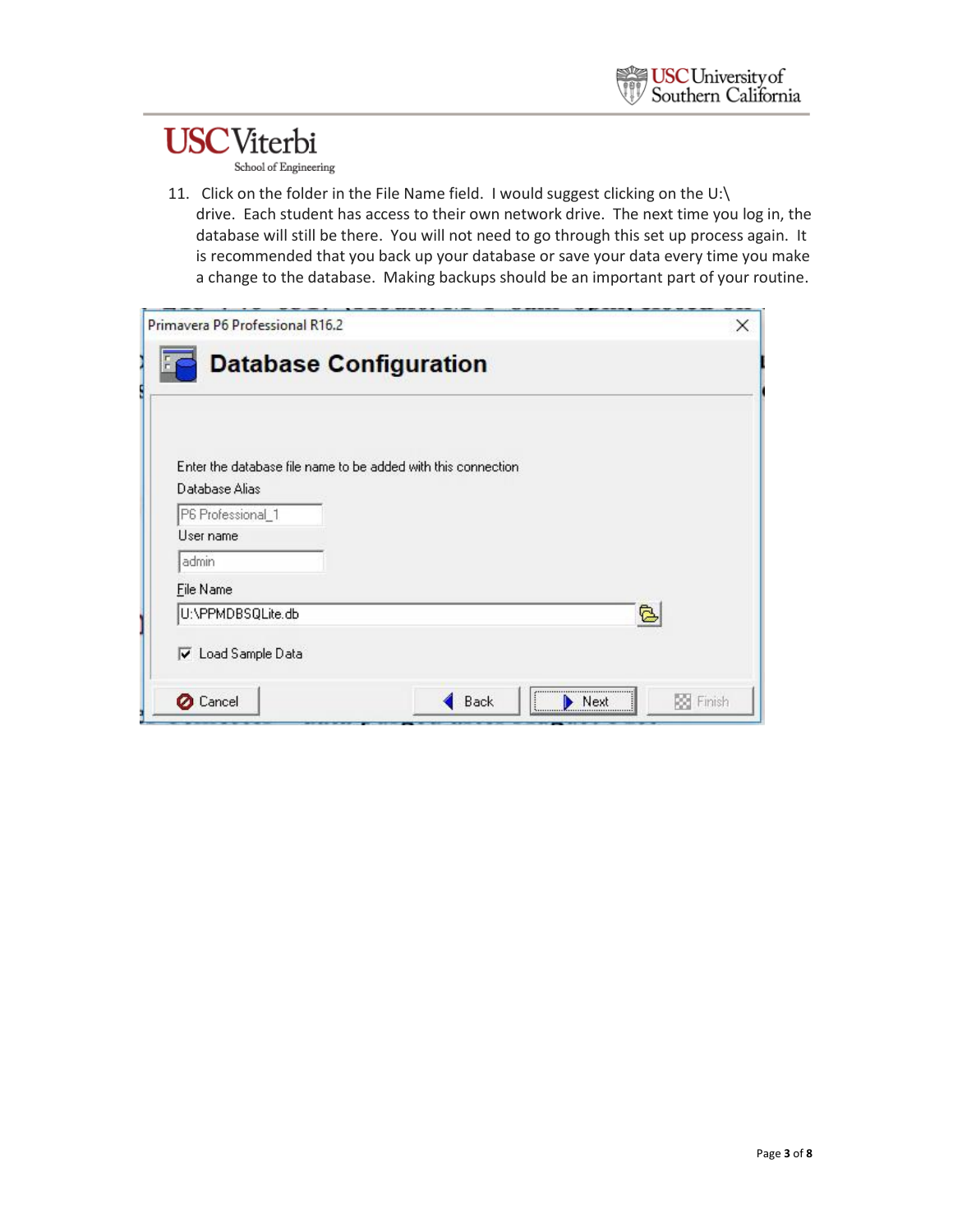11. Click on the folder in the File Name field. I would suggest clicking on the U:\ drive. Each student has access to their own network drive. The next time you log in, the database will still be there. You will not need to go through this set up process again. It is recommended that you back up your database or save your data every time you make a change to the database. Making backups should be an important part of your routine.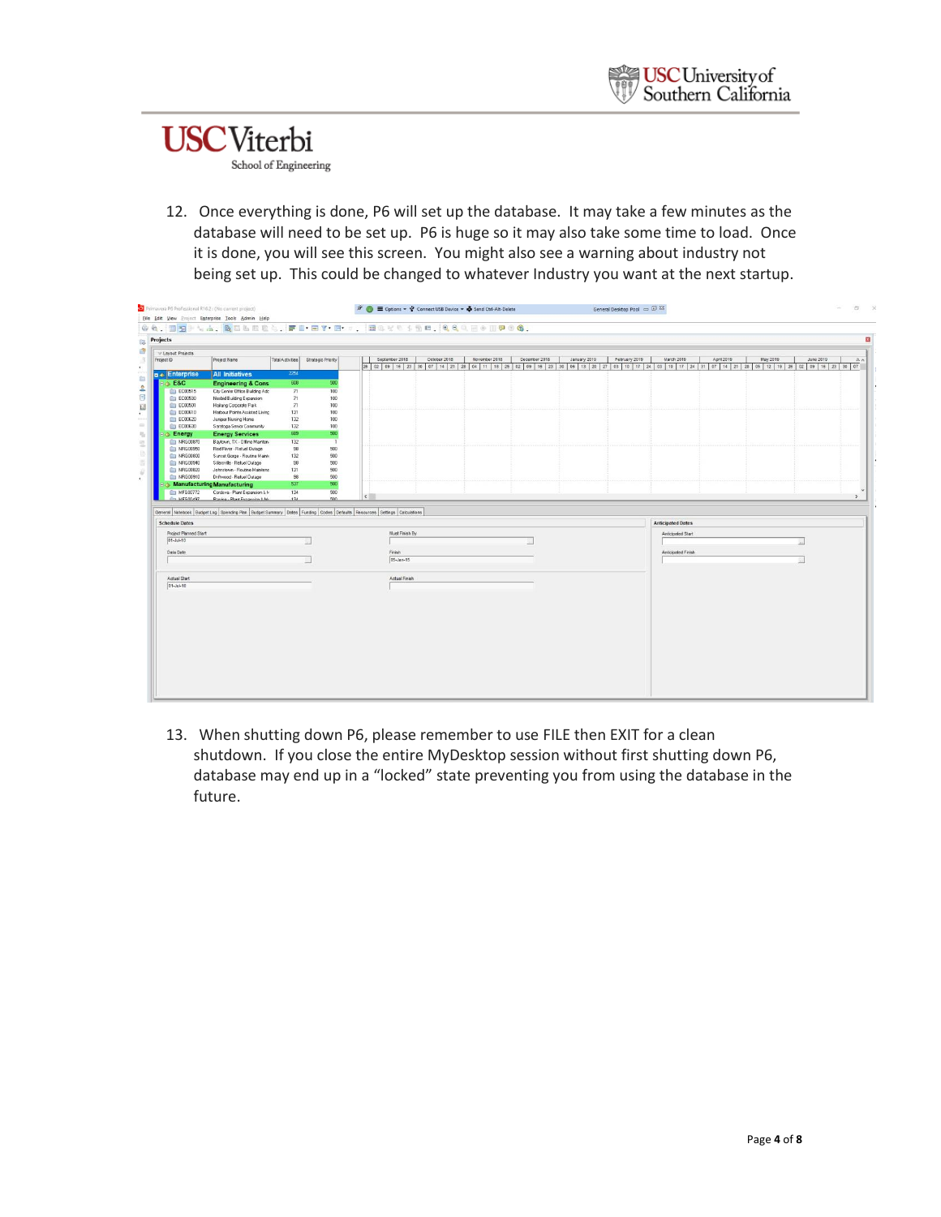12. Once everything is done, P6 will set up the database. It may take a few minutes as the database will need to be set up. P6 is huge so it may also take some time to load. Once it is done, you will see this screen. You might also see a warning about industry not being set up. This could be changed to whatever Industry you want at the next startup.

13. When shutting down P6, please remember to use FILE then EXIT for a clean shutdown. If you close the entire MyDesktop session without first shutting down P6, database may end up in a “locked” state preventing you from using the database in the future.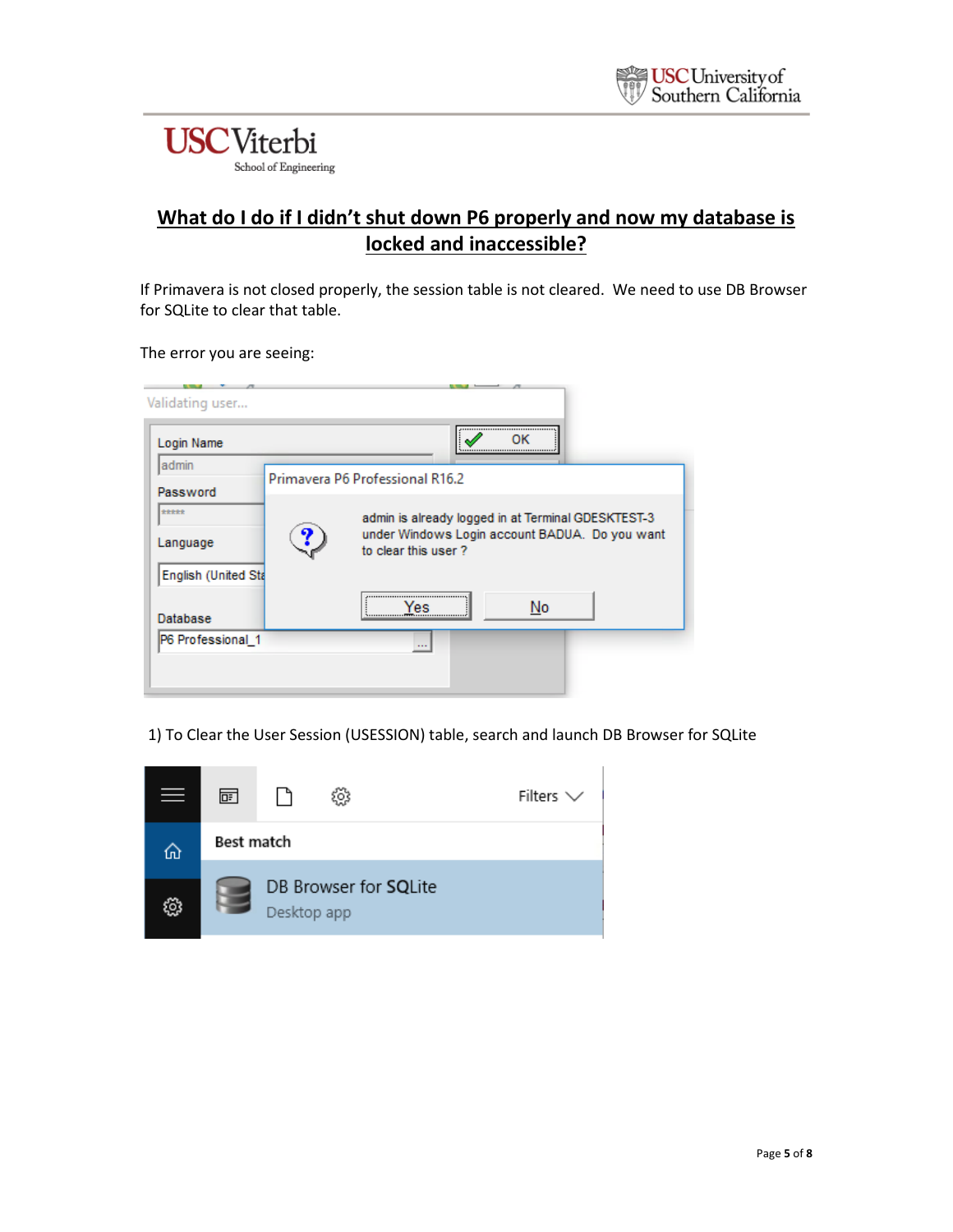## What do I do if I didn't shut down P6 properly and now my database is locked and inaccessible?

If Primavera is not closed properly, the session table is not cleared. We need to use DB Browser for SQLite to clear that table.

The error you are seeing:

1) To Clear the User Session (USESSION) table, search and launch DB Browser for SQLite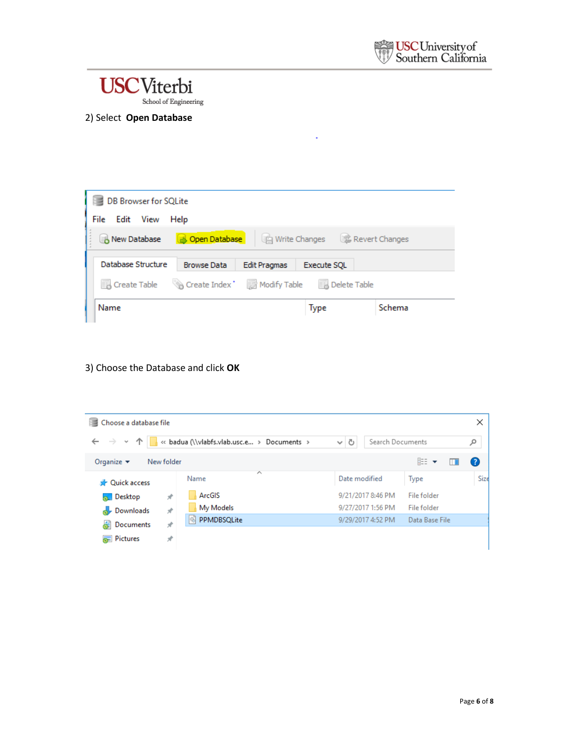2) Select **Open Database**

3) Choose the Database and click **OK**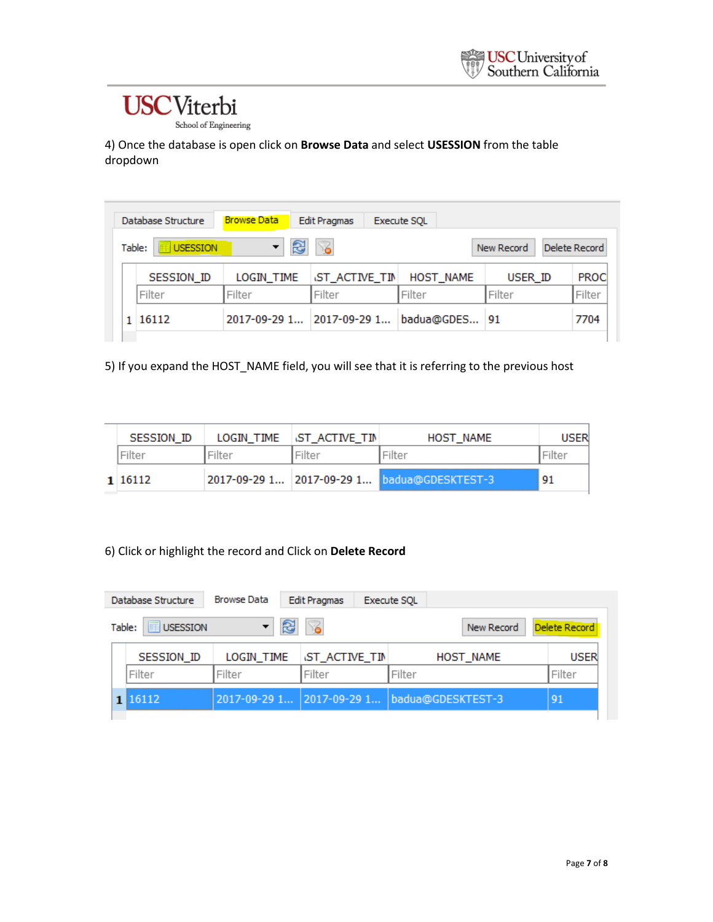4) Once the database is open click on **Browse Data** and select **USESSION** from the table dropdown

5) If you expand the HOST_NAME field, you will see that it is referring to the previous host

6) Click or highlight the record and Click on **Delete Record**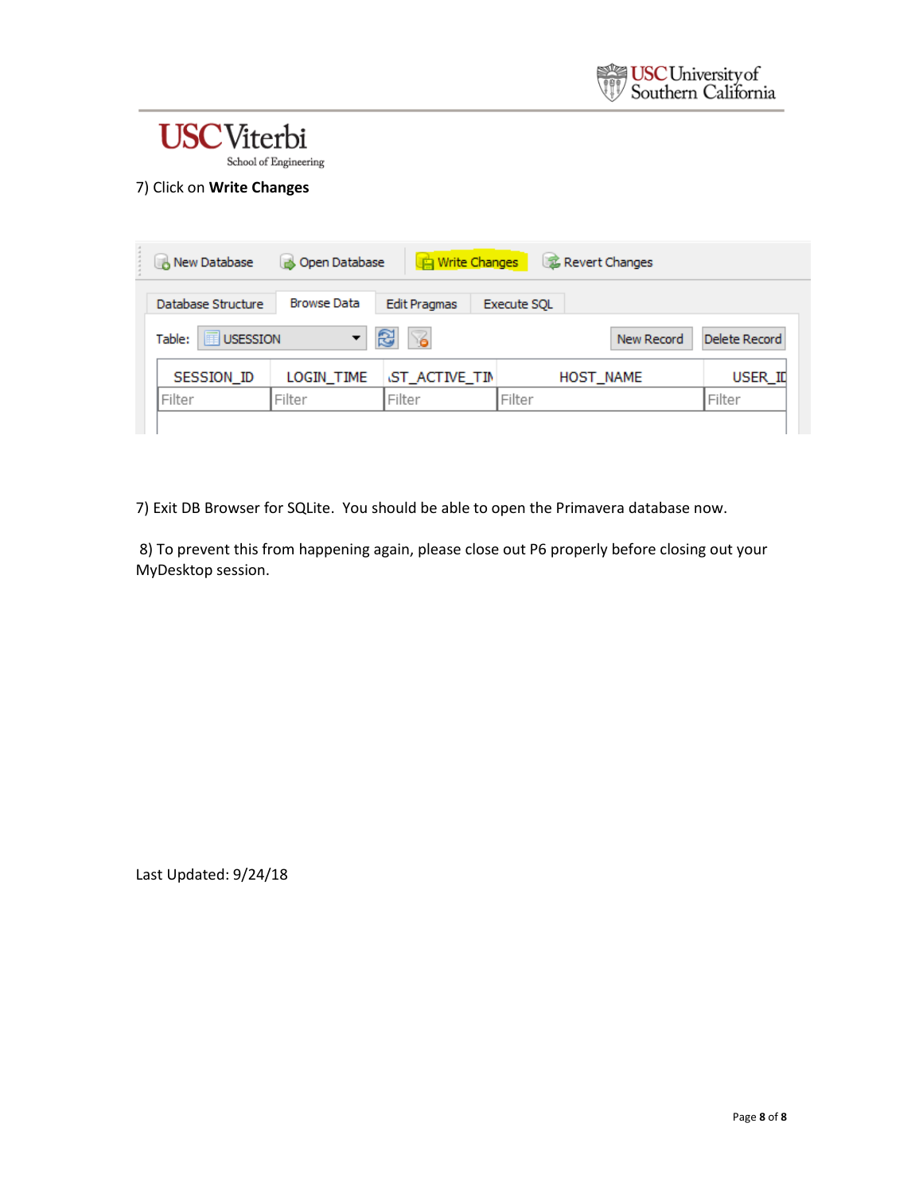7) Click on **Write Changes**

7) Exit DB Browser for SQLite. You should be able to open the Primavera database now.

8) To prevent this from happening again, please close out P6 properly before closing out your MyDesktop session.

Last Updated: 9/24/18